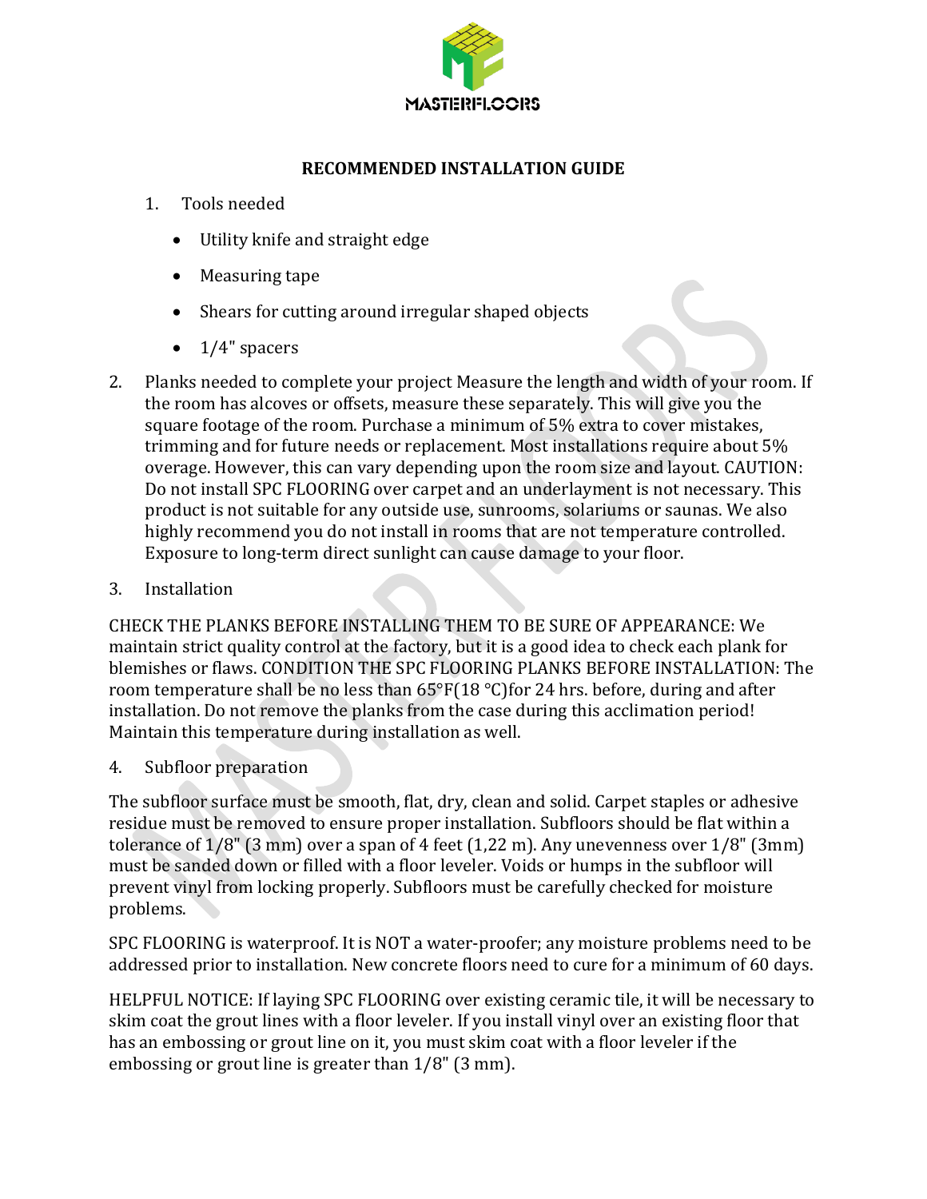MASTERFLOORS

## RECOMMENDED INSTALLATION GUIDE

1. Tools needed
   - Utility knife and straight edge
   - Measuring tape
   - Shears for cutting around irregular shaped objects
   - 1/4" spacers

2. Planks needed to complete your project Measure the length and width of your room. If the room has alcoves or offsets, measure these separately. This will give you the square footage of the room. Purchase a minimum of 5% extra to cover mistakes, trimming and for future needs or replacement. Most installations require about 5% overage. However, this can vary depending upon the room size and layout. CAUTION: Do not install SPC FLOORING over carpet and an underlayment is not necessary. This product is not suitable for any outside use, sunrooms, solariums or saunas. We also highly recommend you do not install in rooms that are not temperature controlled. Exposure to long-term direct sunlight can cause damage to your floor.

3. Installation

CHECK THE PLANKS BEFORE INSTALLING THEM TO BE SURE OF APPEARANCE: We maintain strict quality control at the factory, but it is a good idea to check each plank for blemishes or flaws. CONDITION THE SPC FLOORING PLANKS BEFORE INSTALLATION: The room temperature shall be no less than 65°F(18 °C)for 24 hrs. before, during and after installation. Do not remove the planks from the case during this acclimation period! Maintain this temperature during installation as well.

4. Subfloor preparation

The subfloor surface must be smooth, flat, dry, clean and solid. Carpet staples or adhesive residue must be removed to ensure proper installation. Subfloors should be flat within a tolerance of 1/8" (3 mm) over a span of 4 feet (1,22 m). Any unevenness over 1/8" (3mm) must be sanded down or filled with a floor leveler. Voids or humps in the subfloor will prevent vinyl from locking properly. Subfloors must be carefully checked for moisture problems.

SPC FLOORING is waterproof. It is NOT a water-proofer; any moisture problems need to be addressed prior to installation. New concrete floors need to cure for a minimum of 60 days.

HELPFUL NOTICE: If laying SPC FLOORING over existing ceramic tile, it will be necessary to skim coat the grout lines with a floor leveler. If you install vinyl over an existing floor that has an embossing or grout line on it, you must skim coat with a floor leveler if the embossing or grout line is greater than 1/8" (3 mm).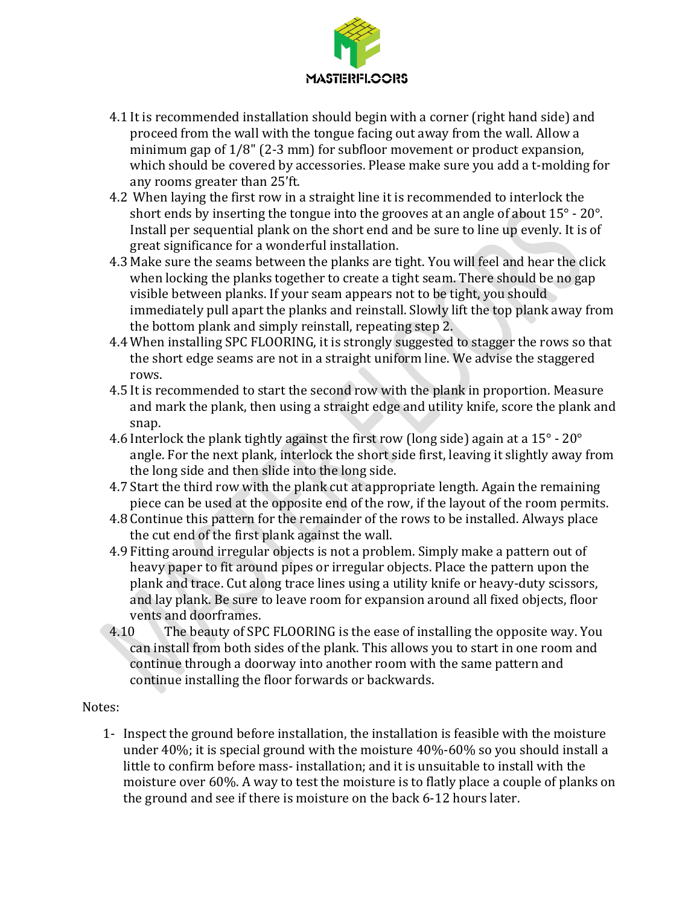4.1 It is recommended installation should begin with a corner (right hand side) and proceed from the wall with the tongue facing out away from the wall. Allow a minimum gap of 1/8" (2-3 mm) for subfloor movement or product expansion, which should be covered by accessories. Please make sure you add a t-molding for any rooms greater than 25'ft.

4.2 When laying the first row in a straight line it is recommended to interlock the short ends by inserting the tongue into the grooves at an angle of about 15° - 20°. Install per sequential plank on the short end and be sure to line up evenly. It is of great significance for a wonderful installation.

4.3 Make sure the seams between the planks are tight. You will feel and hear the click when locking the planks together to create a tight seam. There should be no gap visible between planks. If your seam appears not to be tight, you should immediately pull apart the planks and reinstall. Slowly lift the top plank away from the bottom plank and simply reinstall, repeating step 2.

4.4 When installing SPC FLOORING, it is strongly suggested to stagger the rows so that the short edge seams are not in a straight uniform line. We advise the staggered rows.

4.5 It is recommended to start the second row with the plank in proportion. Measure and mark the plank, then using a straight edge and utility knife, score the plank and snap.

4.6 Interlock the plank tightly against the first row (long side) again at a 15° - 20° angle. For the next plank, interlock the short side first, leaving it slightly away from the long side and then slide into the long side.

4.7 Start the third row with the plank cut at appropriate length. Again the remaining piece can be used at the opposite end of the row, if the layout of the room permits.

4.8 Continue this pattern for the remainder of the rows to be installed. Always place the cut end of the first plank against the wall.

4.9 Fitting around irregular objects is not a problem. Simply make a pattern out of heavy paper to fit around pipes or irregular objects. Place the pattern upon the plank and trace. Cut along trace lines using a utility knife or heavy-duty scissors, and lay plank. Be sure to leave room for expansion around all fixed objects, floor vents and doorframes.

4.10 The beauty of SPC FLOORING is the ease of installing the opposite way. You can install from both sides of the plank. This allows you to start in one room and continue through a doorway into another room with the same pattern and continue installing the floor forwards or backwards.

Notes:

1- Inspect the ground before installation, the installation is feasible with the moisture under 40%; it is special ground with the moisture 40%-60% so you should install a little to confirm before mass- installation; and it is unsuitable to install with the moisture over 60%. A way to test the moisture is to flatly place a couple of planks on the ground and see if there is moisture on the back 6-12 hours later.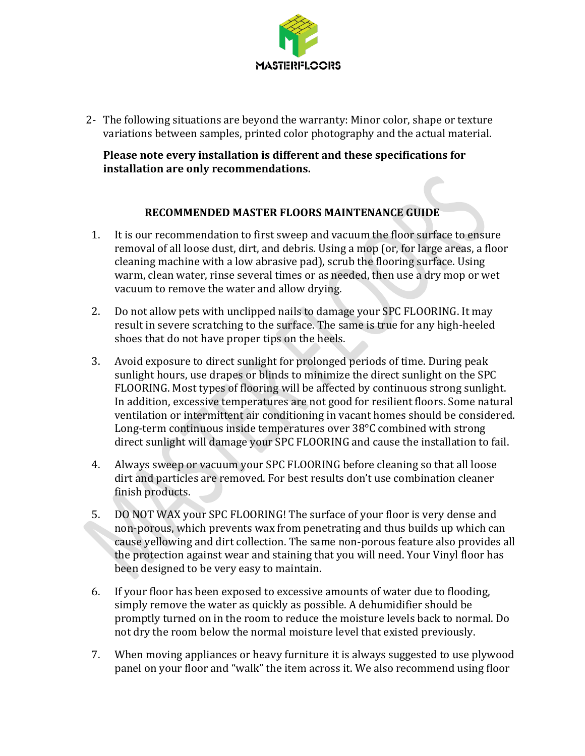2- The following situations are beyond the warranty: Minor color, shape or texture variations between samples, printed color photography and the actual material.

**Please note every installation is different and these specifications for installation are only recommendations.**

## RECOMMENDED MASTER FLOORS MAINTENANCE GUIDE

1. It is our recommendation to first sweep and vacuum the floor surface to ensure removal of all loose dust, dirt, and debris. Using a mop (or, for large areas, a floor cleaning machine with a low abrasive pad), scrub the flooring surface. Using warm, clean water, rinse several times or as needed, then use a dry mop or wet vacuum to remove the water and allow drying.

2. Do not allow pets with unclipped nails to damage your SPC FLOORING. It may result in severe scratching to the surface. The same is true for any high-heeled shoes that do not have proper tips on the heels.

3. Avoid exposure to direct sunlight for prolonged periods of time. During peak sunlight hours, use drapes or blinds to minimize the direct sunlight on the SPC FLOORING. Most types of flooring will be affected by continuous strong sunlight. In addition, excessive temperatures are not good for resilient floors. Some natural ventilation or intermittent air conditioning in vacant homes should be considered. Long-term continuous inside temperatures over 38°C combined with strong direct sunlight will damage your SPC FLOORING and cause the installation to fail.

4. Always sweep or vacuum your SPC FLOORING before cleaning so that all loose dirt and particles are removed. For best results don't use combination cleaner finish products.

5. DO NOT WAX your SPC FLOORING! The surface of your floor is very dense and non-porous, which prevents wax from penetrating and thus builds up which can cause yellowing and dirt collection. The same non-porous feature also provides all the protection against wear and staining that you will need. Your Vinyl floor has been designed to be very easy to maintain.

6. If your floor has been exposed to excessive amounts of water due to flooding, simply remove the water as quickly as possible. A dehumidifier should be promptly turned on in the room to reduce the moisture levels back to normal. Do not dry the room below the normal moisture level that existed previously.

7. When moving appliances or heavy furniture it is always suggested to use plywood panel on your floor and "walk" the item across it. We also recommend using floor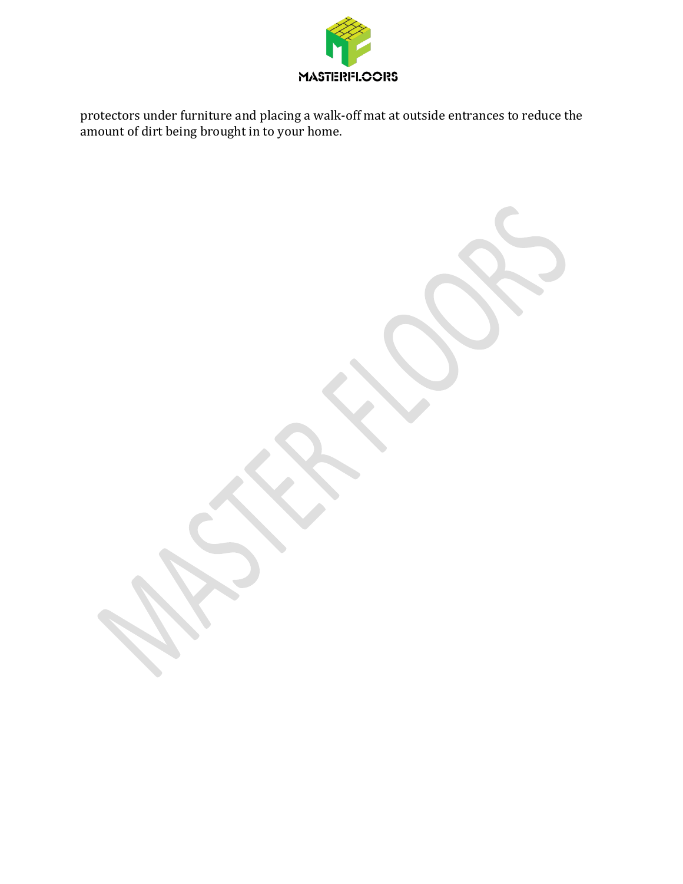protectors under furniture and placing a walk-off mat at outside entrances to reduce the amount of dirt being brought in to your home.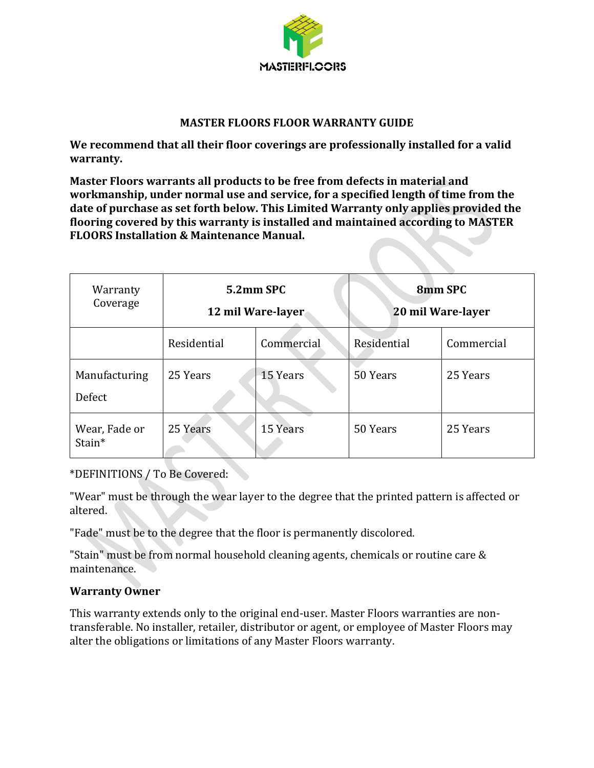# MASTER FLOORS FLOOR WARRANTY GUIDE

**We recommend that all their floor coverings are professionally installed for a valid warranty.**

**Master Floors warrants all products to be free from defects in material and workmanship, under normal use and service, for a specified length of time from the date of purchase as set forth below. This Limited Warranty only applies provided the flooring covered by this warranty is installed and maintained according to MASTER FLOORS Installation & Maintenance Manual.**

| Warranty Coverage | **5.2mm SPC 12 mil Ware-layer** | | **8mm SPC 20 mil Ware-layer** | |
|---|---|---|---|---|
| | Residential | Commercial | Residential | Commercial |
| Manufacturing Defect | 25 Years | 15 Years | 50 Years | 25 Years |
| Wear, Fade or Stain* | 25 Years | 15 Years | 50 Years | 25 Years |

*DEFINITIONS / To Be Covered:

"Wear" must be through the wear layer to the degree that the printed pattern is affected or altered.

"Fade" must be to the degree that the floor is permanently discolored.

"Stain" must be from normal household cleaning agents, chemicals or routine care & maintenance.

### Warranty Owner

This warranty extends only to the original end-user. Master Floors warranties are non-transferable. No installer, retailer, distributor or agent, or employee of Master Floors may alter the obligations or limitations of any Master Floors warranty.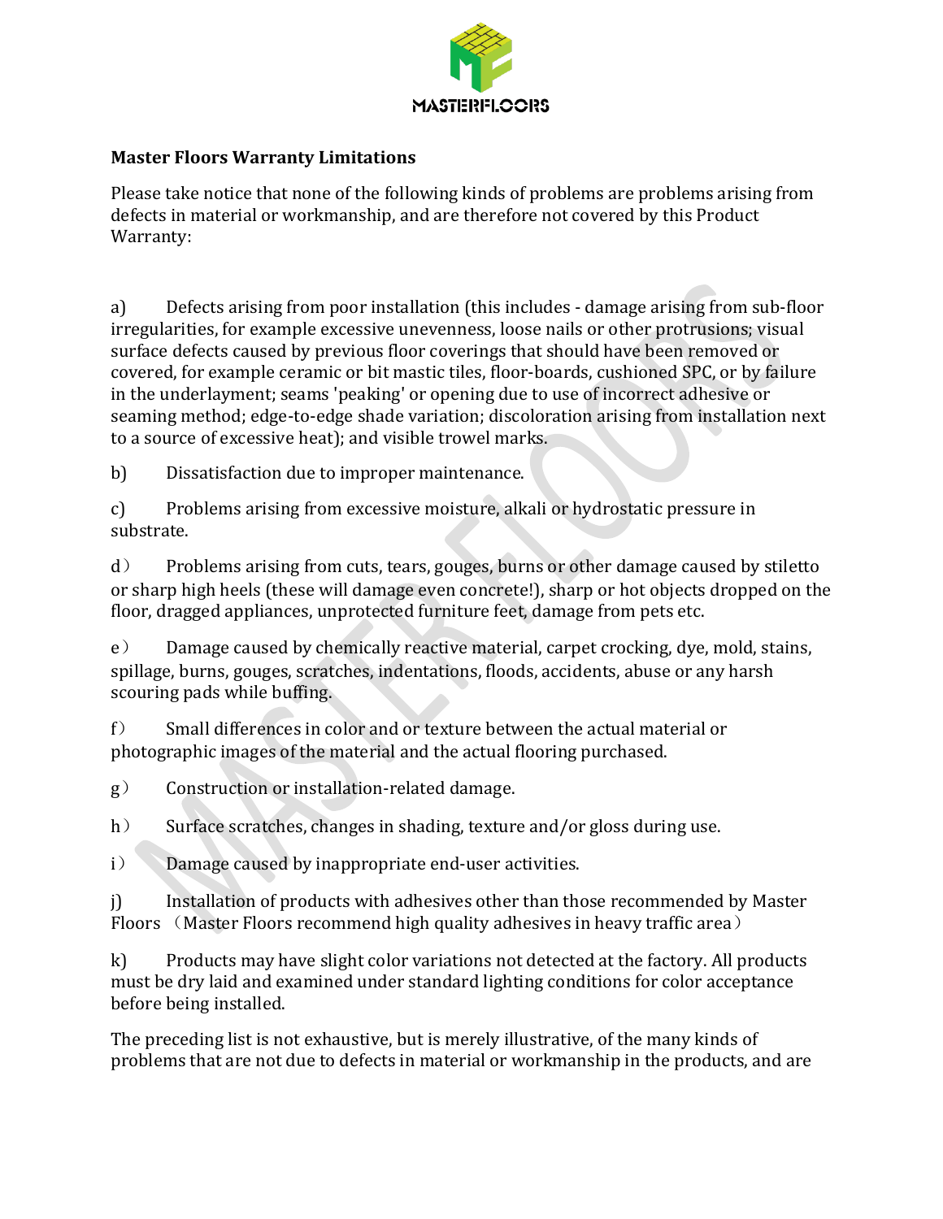**Master Floors Warranty Limitations**

Please take notice that none of the following kinds of problems are problems arising from defects in material or workmanship, and are therefore not covered by this Product Warranty:

a) Defects arising from poor installation (this includes - damage arising from sub-floor irregularities, for example excessive unevenness, loose nails or other protrusions; visual surface defects caused by previous floor coverings that should have been removed or covered, for example ceramic or bit mastic tiles, floor-boards, cushioned SPC, or by failure in the underlayment; seams 'peaking' or opening due to use of incorrect adhesive or seaming method; edge-to-edge shade variation; discoloration arising from installation next to a source of excessive heat); and visible trowel marks.

b) Dissatisfaction due to improper maintenance.

c) Problems arising from excessive moisture, alkali or hydrostatic pressure in substrate.

d） Problems arising from cuts, tears, gouges, burns or other damage caused by stiletto or sharp high heels (these will damage even concrete!), sharp or hot objects dropped on the floor, dragged appliances, unprotected furniture feet, damage from pets etc.

e） Damage caused by chemically reactive material, carpet crocking, dye, mold, stains, spillage, burns, gouges, scratches, indentations, floods, accidents, abuse or any harsh scouring pads while buffing.

f） Small differences in color and or texture between the actual material or photographic images of the material and the actual flooring purchased.

g） Construction or installation-related damage.

h） Surface scratches, changes in shading, texture and/or gloss during use.

i） Damage caused by inappropriate end-user activities.

j) Installation of products with adhesives other than those recommended by Master Floors （Master Floors recommend high quality adhesives in heavy traffic area）

k) Products may have slight color variations not detected at the factory. All products must be dry laid and examined under standard lighting conditions for color acceptance before being installed.

The preceding list is not exhaustive, but is merely illustrative, of the many kinds of problems that are not due to defects in material or workmanship in the products, and are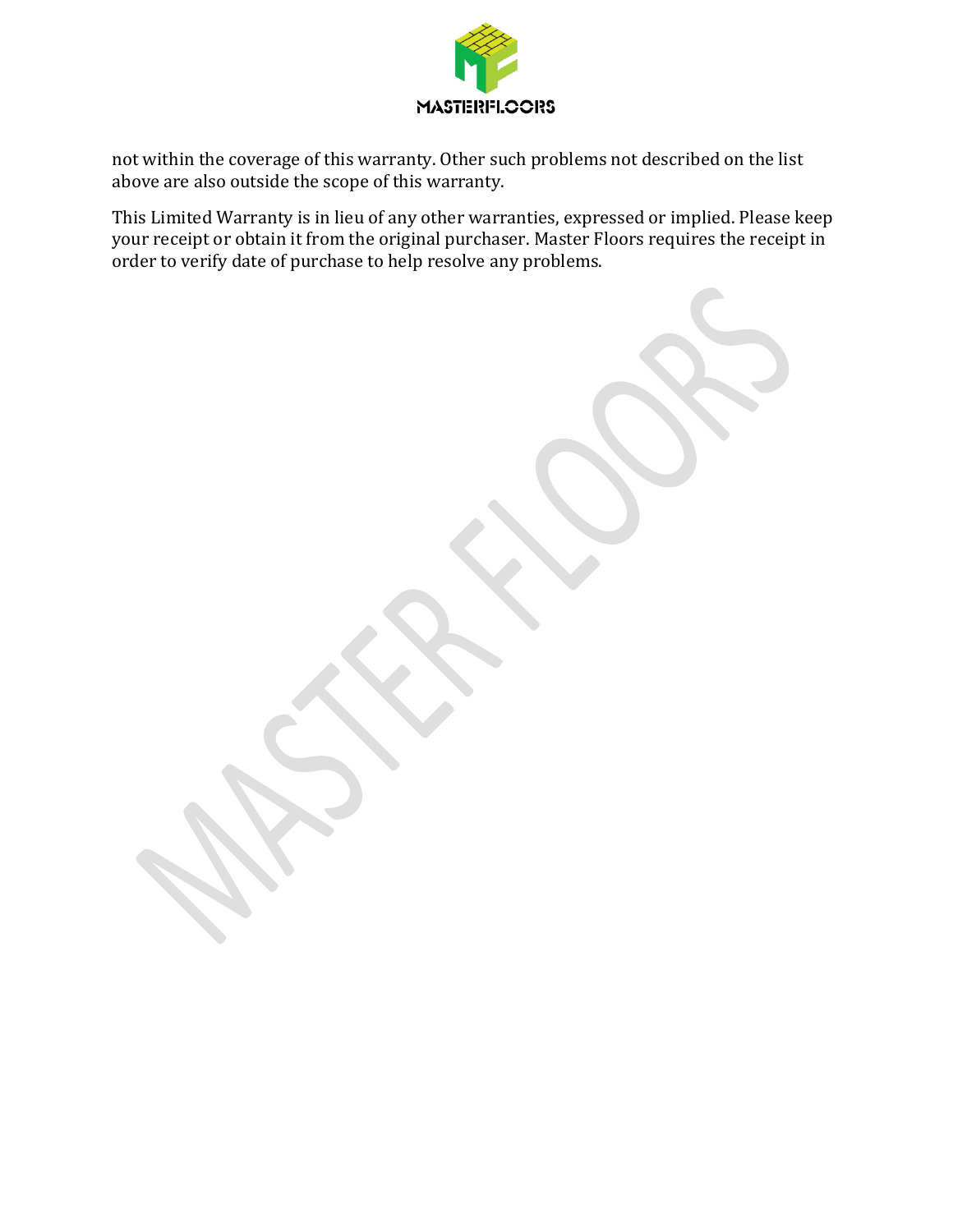not within the coverage of this warranty. Other such problems not described on the list above are also outside the scope of this warranty.

This Limited Warranty is in lieu of any other warranties, expressed or implied. Please keep your receipt or obtain it from the original purchaser. Master Floors requires the receipt in order to verify date of purchase to help resolve any problems.